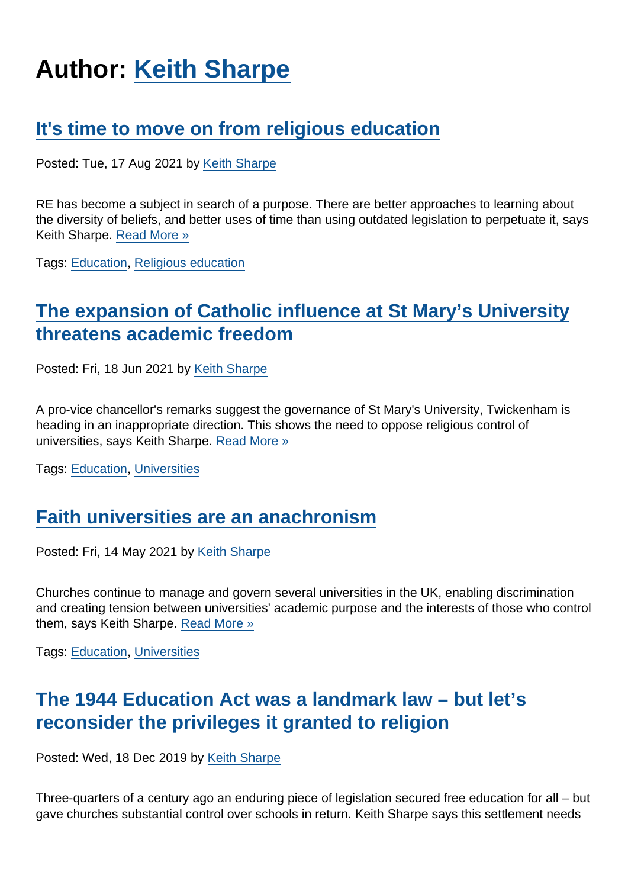# Author: Keith Sharpe

## It's time to move on from religious education

Posted: Tue, 17 Aug 2021 by Keith Sharpe

RE has become a subject in search of a purpose. There are better approaches to learning about the diversity of beliefs, and better uses of time than using outdated legislation to perpetuate it, says Keith Sharpe. Read More »

Tags: Education, Religious education

## The expansion of Catholic influence at St Mary's University threatens academic freedom

Posted: Fri, 18 Jun 2021 by Keith Sharpe

A pro-vice chancellor's remarks suggest the governance of St Mary's University, Twickenham is heading in an inappropriate direction. This shows the need to oppose religious control of universities, says Keith Sharpe. Read More »

Tags: Education, Universities

## Faith universities are an anachronism

Posted: Fri, 14 May 2021 by Keith Sharpe

Churches continue to manage and govern several universities in the UK, enabling discrimination and creating tension between universities' academic purpose and the interests of those who control them, says Keith Sharpe. Read More »

Tags: Education, Universities

## The 1944 Education Act was a landmark law – but let's reconsider the privileges it granted to religion

Posted: Wed, 18 Dec 2019 by Keith Sharpe

Three-quarters of a century ago an enduring piece of legislation secured free education for all – but gave churches substantial control over schools in return. Keith Sharpe says this settlement needs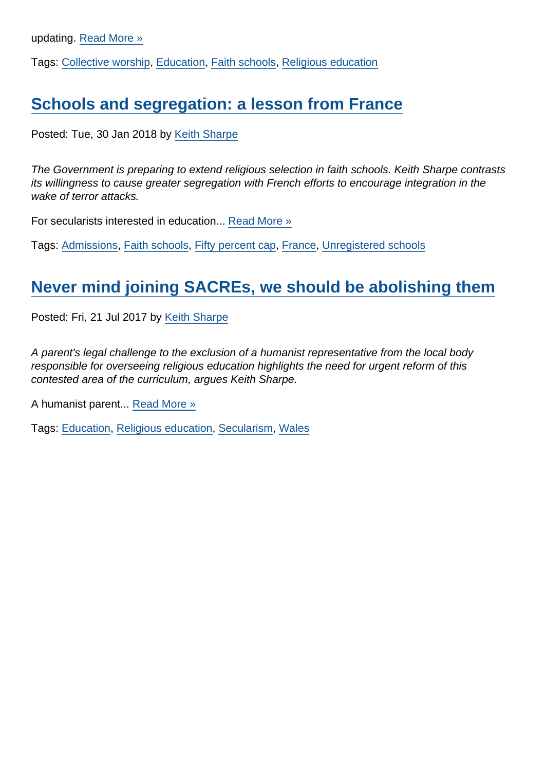updating. Read More »

Tags: Collective worship, Education, Faith schools, Religious education

## Schools and segregation: a lesson from France

Posted: Tue, 30 Jan 2018 by Keith Sharpe

*The Government is preparing to extend religious selection in faith schools. Keith Sharpe contrasts its willingness to cause greater segregation with French efforts to encourage integration in the wake of terror attacks.*

For secularists interested in education... Read More »

Tags: Admissions, Faith schools, Fifty percent cap, France, Unregistered schools

## Never mind joining SACREs, we should be abolishing them

Posted: Fri, 21 Jul 2017 by Keith Sharpe

*A parent's legal challenge to the exclusion of a humanist representative from the local body responsible for overseeing religious education highlights the need for urgent reform of this contested area of the curriculum, argues Keith Sharpe.*

A humanist parent... Read More »

Tags: Education, Religious education, Secularism, Wales